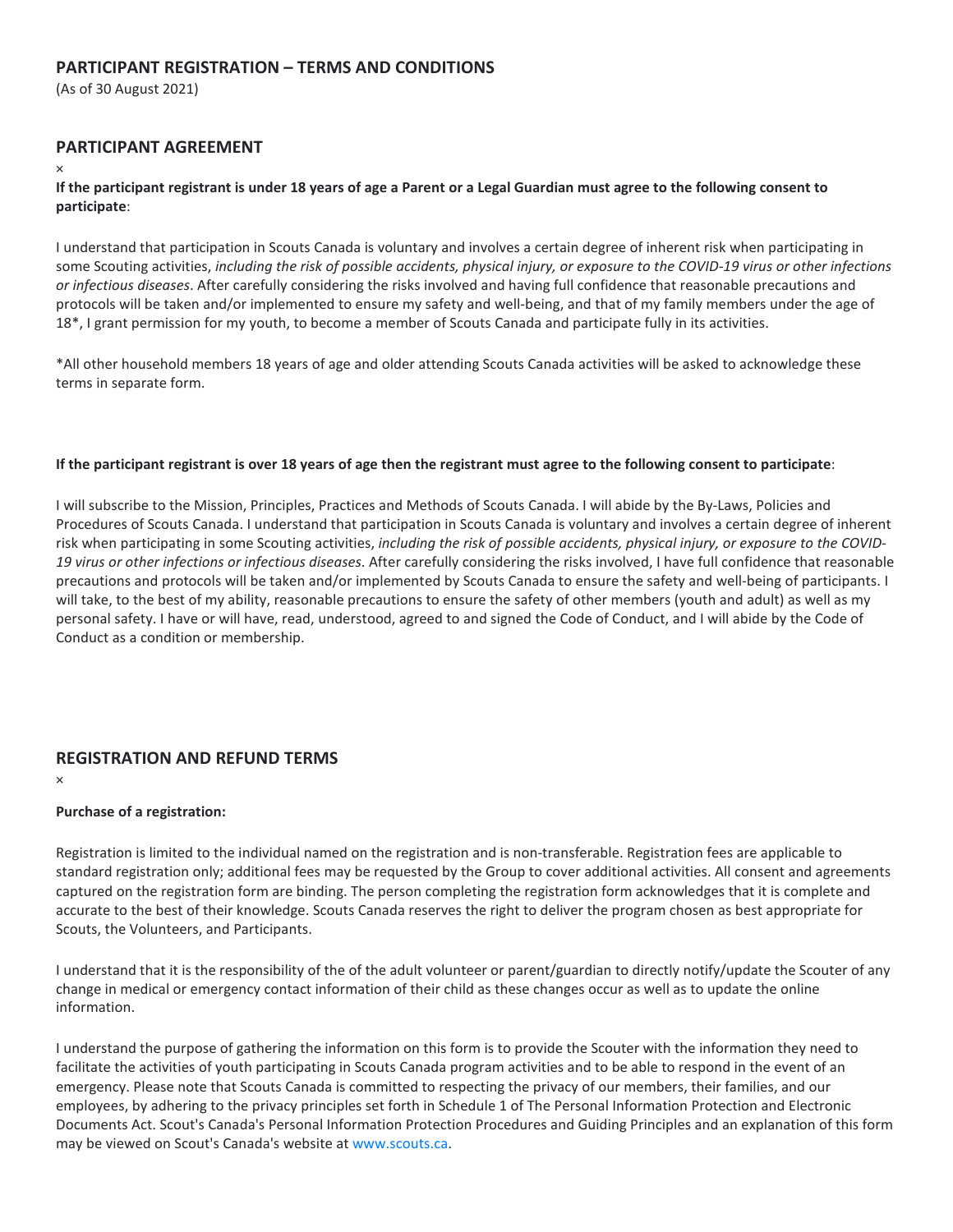## PARTICIPANT REGISTRATION – TERMS AND CONDITIONS

(As of 30 August 2021)

## PARTICIPANT AGREEMENT

×

**If the participant registrant is under 18 years of age a Parent or a Legal Guardian must agree to the following consent to participate**:

I understand that participation in Scouts Canada is voluntary and involves a certain degree of inherent risk when participating in some Scouting activities, *including the risk of possible accidents, physical injury, or exposure to the COVID-19 virus or other infections or infectious diseases*. After carefully considering the risks involved and having full confidence that reasonable precautions and protocols will be taken and/or implemented to ensure my safety and well-being, and that of my family members under the age of 18*, I grant permission for my youth, to become a member of Scouts Canada and participate fully in its activities.

*All other household members 18 years of age and older attending Scouts Canada activities will be asked to acknowledge these terms in separate form.

**If the participant registrant is over 18 years of age then the registrant must agree to the following consent to participate**:

I will subscribe to the Mission, Principles, Practices and Methods of Scouts Canada. I will abide by the By-Laws, Policies and Procedures of Scouts Canada. I understand that participation in Scouts Canada is voluntary and involves a certain degree of inherent risk when participating in some Scouting activities, *including the risk of possible accidents, physical injury, or exposure to the COVID-19 virus or other infections or infectious diseases*. After carefully considering the risks involved, I have full confidence that reasonable precautions and protocols will be taken and/or implemented by Scouts Canada to ensure the safety and well-being of participants. I will take, to the best of my ability, reasonable precautions to ensure the safety of other members (youth and adult) as well as my personal safety. I have or will have, read, understood, agreed to and signed the Code of Conduct, and I will abide by the Code of Conduct as a condition or membership.

## REGISTRATION AND REFUND TERMS

×

**Purchase of a registration:**

Registration is limited to the individual named on the registration and is non-transferable. Registration fees are applicable to standard registration only; additional fees may be requested by the Group to cover additional activities. All consent and agreements captured on the registration form are binding. The person completing the registration form acknowledges that it is complete and accurate to the best of their knowledge. Scouts Canada reserves the right to deliver the program chosen as best appropriate for Scouts, the Volunteers, and Participants.

I understand that it is the responsibility of the of the adult volunteer or parent/guardian to directly notify/update the Scouter of any change in medical or emergency contact information of their child as these changes occur as well as to update the online information.

I understand the purpose of gathering the information on this form is to provide the Scouter with the information they need to facilitate the activities of youth participating in Scouts Canada program activities and to be able to respond in the event of an emergency. Please note that Scouts Canada is committed to respecting the privacy of our members, their families, and our employees, by adhering to the privacy principles set forth in Schedule 1 of The Personal Information Protection and Electronic Documents Act. Scout's Canada's Personal Information Protection Procedures and Guiding Principles and an explanation of this form may be viewed on Scout's Canada's website at www.scouts.ca.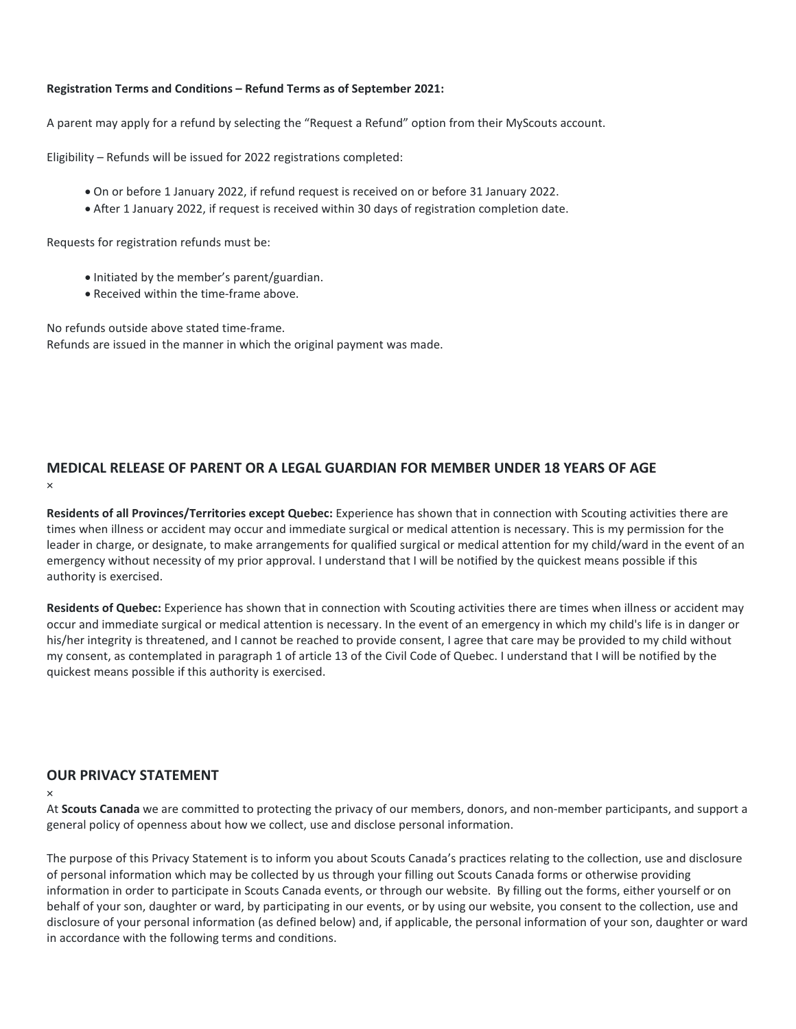**Registration Terms and Conditions – Refund Terms as of September 2021:**

A parent may apply for a refund by selecting the "Request a Refund" option from their MyScouts account.

Eligibility – Refunds will be issued for 2022 registrations completed:

- On or before 1 January 2022, if refund request is received on or before 31 January 2022.
- After 1 January 2022, if request is received within 30 days of registration completion date.

Requests for registration refunds must be:

- Initiated by the member's parent/guardian.
- Received within the time-frame above.

No refunds outside above stated time-frame.
Refunds are issued in the manner in which the original payment was made.

## MEDICAL RELEASE OF PARENT OR A LEGAL GUARDIAN FOR MEMBER UNDER 18 YEARS OF AGE

×

**Residents of all Provinces/Territories except Quebec:** Experience has shown that in connection with Scouting activities there are times when illness or accident may occur and immediate surgical or medical attention is necessary. This is my permission for the leader in charge, or designate, to make arrangements for qualified surgical or medical attention for my child/ward in the event of an emergency without necessity of my prior approval. I understand that I will be notified by the quickest means possible if this authority is exercised.

**Residents of Quebec:** Experience has shown that in connection with Scouting activities there are times when illness or accident may occur and immediate surgical or medical attention is necessary. In the event of an emergency in which my child's life is in danger or his/her integrity is threatened, and I cannot be reached to provide consent, I agree that care may be provided to my child without my consent, as contemplated in paragraph 1 of article 13 of the Civil Code of Quebec. I understand that I will be notified by the quickest means possible if this authority is exercised.

## OUR PRIVACY STATEMENT

×

At **Scouts Canada** we are committed to protecting the privacy of our members, donors, and non-member participants, and support a general policy of openness about how we collect, use and disclose personal information.

The purpose of this Privacy Statement is to inform you about Scouts Canada's practices relating to the collection, use and disclosure of personal information which may be collected by us through your filling out Scouts Canada forms or otherwise providing information in order to participate in Scouts Canada events, or through our website. By filling out the forms, either yourself or on behalf of your son, daughter or ward, by participating in our events, or by using our website, you consent to the collection, use and disclosure of your personal information (as defined below) and, if applicable, the personal information of your son, daughter or ward in accordance with the following terms and conditions.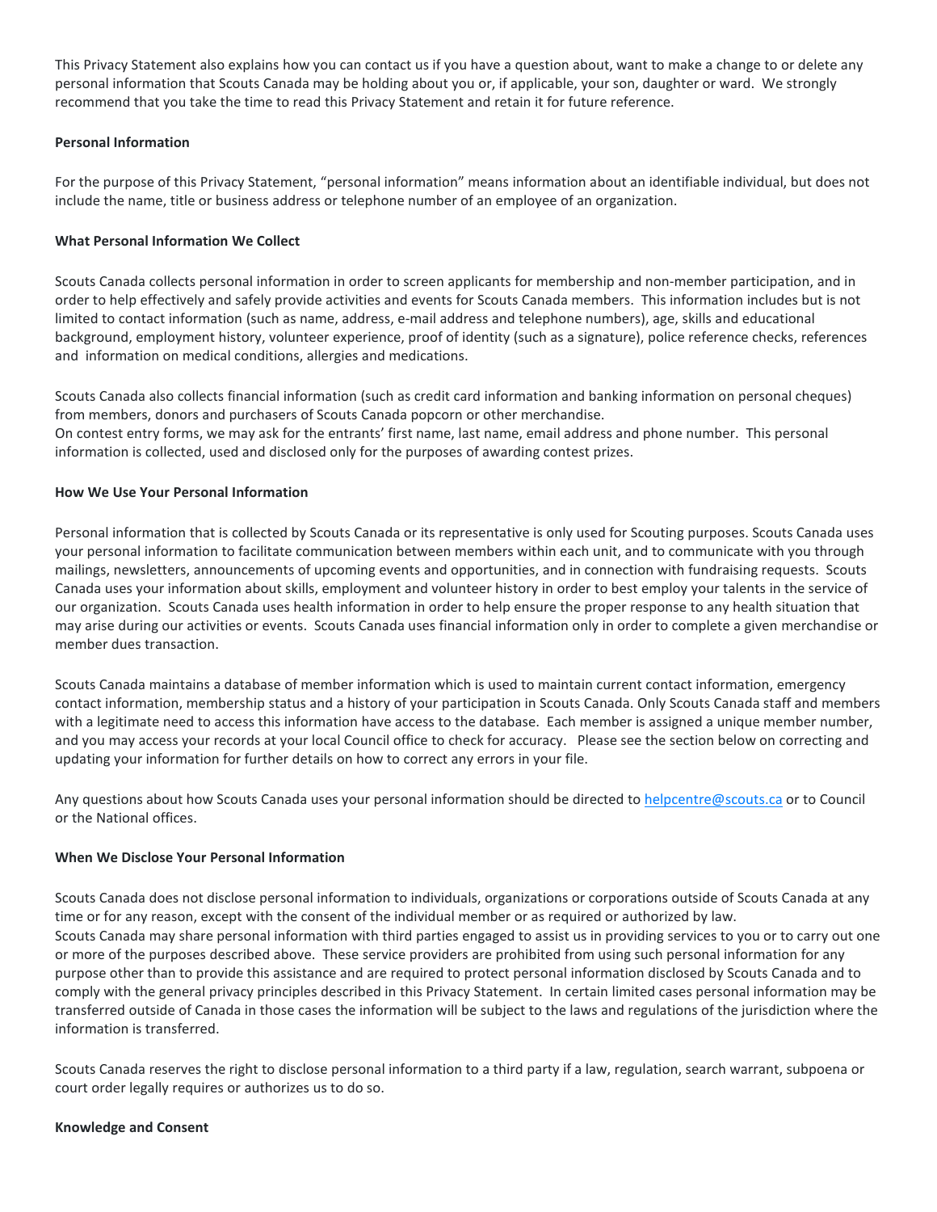This Privacy Statement also explains how you can contact us if you have a question about, want to make a change to or delete any personal information that Scouts Canada may be holding about you or, if applicable, your son, daughter or ward. We strongly recommend that you take the time to read this Privacy Statement and retain it for future reference.

**Personal Information**

For the purpose of this Privacy Statement, "personal information" means information about an identifiable individual, but does not include the name, title or business address or telephone number of an employee of an organization.

**What Personal Information We Collect**

Scouts Canada collects personal information in order to screen applicants for membership and non-member participation, and in order to help effectively and safely provide activities and events for Scouts Canada members. This information includes but is not limited to contact information (such as name, address, e-mail address and telephone numbers), age, skills and educational background, employment history, volunteer experience, proof of identity (such as a signature), police reference checks, references and information on medical conditions, allergies and medications.

Scouts Canada also collects financial information (such as credit card information and banking information on personal cheques) from members, donors and purchasers of Scouts Canada popcorn or other merchandise.
On contest entry forms, we may ask for the entrants' first name, last name, email address and phone number. This personal information is collected, used and disclosed only for the purposes of awarding contest prizes.

**How We Use Your Personal Information**

Personal information that is collected by Scouts Canada or its representative is only used for Scouting purposes. Scouts Canada uses your personal information to facilitate communication between members within each unit, and to communicate with you through mailings, newsletters, announcements of upcoming events and opportunities, and in connection with fundraising requests. Scouts Canada uses your information about skills, employment and volunteer history in order to best employ your talents in the service of our organization. Scouts Canada uses health information in order to help ensure the proper response to any health situation that may arise during our activities or events. Scouts Canada uses financial information only in order to complete a given merchandise or member dues transaction.

Scouts Canada maintains a database of member information which is used to maintain current contact information, emergency contact information, membership status and a history of your participation in Scouts Canada. Only Scouts Canada staff and members with a legitimate need to access this information have access to the database. Each member is assigned a unique member number, and you may access your records at your local Council office to check for accuracy. Please see the section below on correcting and updating your information for further details on how to correct any errors in your file.

Any questions about how Scouts Canada uses your personal information should be directed to helpcentre@scouts.ca or to Council or the National offices.

**When We Disclose Your Personal Information**

Scouts Canada does not disclose personal information to individuals, organizations or corporations outside of Scouts Canada at any time or for any reason, except with the consent of the individual member or as required or authorized by law.
Scouts Canada may share personal information with third parties engaged to assist us in providing services to you or to carry out one or more of the purposes described above. These service providers are prohibited from using such personal information for any purpose other than to provide this assistance and are required to protect personal information disclosed by Scouts Canada and to comply with the general privacy principles described in this Privacy Statement. In certain limited cases personal information may be transferred outside of Canada in those cases the information will be subject to the laws and regulations of the jurisdiction where the information is transferred.

Scouts Canada reserves the right to disclose personal information to a third party if a law, regulation, search warrant, subpoena or court order legally requires or authorizes us to do so.

**Knowledge and Consent**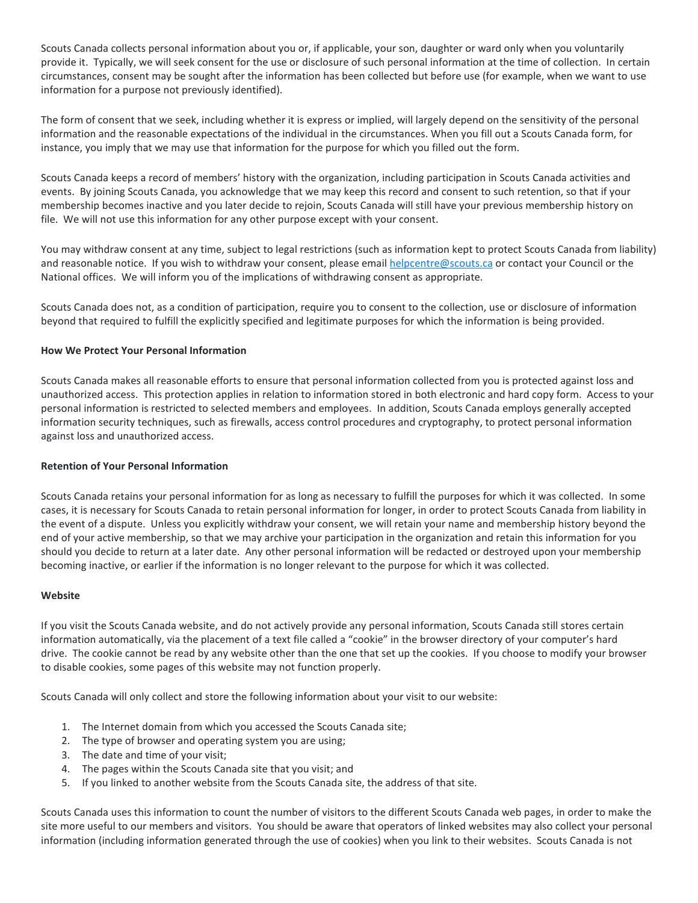Scouts Canada collects personal information about you or, if applicable, your son, daughter or ward only when you voluntarily provide it. Typically, we will seek consent for the use or disclosure of such personal information at the time of collection. In certain circumstances, consent may be sought after the information has been collected but before use (for example, when we want to use information for a purpose not previously identified).

The form of consent that we seek, including whether it is express or implied, will largely depend on the sensitivity of the personal information and the reasonable expectations of the individual in the circumstances. When you fill out a Scouts Canada form, for instance, you imply that we may use that information for the purpose for which you filled out the form.

Scouts Canada keeps a record of members' history with the organization, including participation in Scouts Canada activities and events. By joining Scouts Canada, you acknowledge that we may keep this record and consent to such retention, so that if your membership becomes inactive and you later decide to rejoin, Scouts Canada will still have your previous membership history on file. We will not use this information for any other purpose except with your consent.

You may withdraw consent at any time, subject to legal restrictions (such as information kept to protect Scouts Canada from liability) and reasonable notice. If you wish to withdraw your consent, please email [helpcentre@scouts.ca](mailto:helpcentre@scouts.ca) or contact your Council or the National offices. We will inform you of the implications of withdrawing consent as appropriate.

Scouts Canada does not, as a condition of participation, require you to consent to the collection, use or disclosure of information beyond that required to fulfill the explicitly specified and legitimate purposes for which the information is being provided.

**How We Protect Your Personal Information**

Scouts Canada makes all reasonable efforts to ensure that personal information collected from you is protected against loss and unauthorized access. This protection applies in relation to information stored in both electronic and hard copy form. Access to your personal information is restricted to selected members and employees. In addition, Scouts Canada employs generally accepted information security techniques, such as firewalls, access control procedures and cryptography, to protect personal information against loss and unauthorized access.

**Retention of Your Personal Information**

Scouts Canada retains your personal information for as long as necessary to fulfill the purposes for which it was collected. In some cases, it is necessary for Scouts Canada to retain personal information for longer, in order to protect Scouts Canada from liability in the event of a dispute. Unless you explicitly withdraw your consent, we will retain your name and membership history beyond the end of your active membership, so that we may archive your participation in the organization and retain this information for you should you decide to return at a later date. Any other personal information will be redacted or destroyed upon your membership becoming inactive, or earlier if the information is no longer relevant to the purpose for which it was collected.

**Website**

If you visit the Scouts Canada website, and do not actively provide any personal information, Scouts Canada still stores certain information automatically, via the placement of a text file called a "cookie" in the browser directory of your computer's hard drive. The cookie cannot be read by any website other than the one that set up the cookies. If you choose to modify your browser to disable cookies, some pages of this website may not function properly.

Scouts Canada will only collect and store the following information about your visit to our website:

1. The Internet domain from which you accessed the Scouts Canada site;
2. The type of browser and operating system you are using;
3. The date and time of your visit;
4. The pages within the Scouts Canada site that you visit; and
5. If you linked to another website from the Scouts Canada site, the address of that site.

Scouts Canada uses this information to count the number of visitors to the different Scouts Canada web pages, in order to make the site more useful to our members and visitors. You should be aware that operators of linked websites may also collect your personal information (including information generated through the use of cookies) when you link to their websites. Scouts Canada is not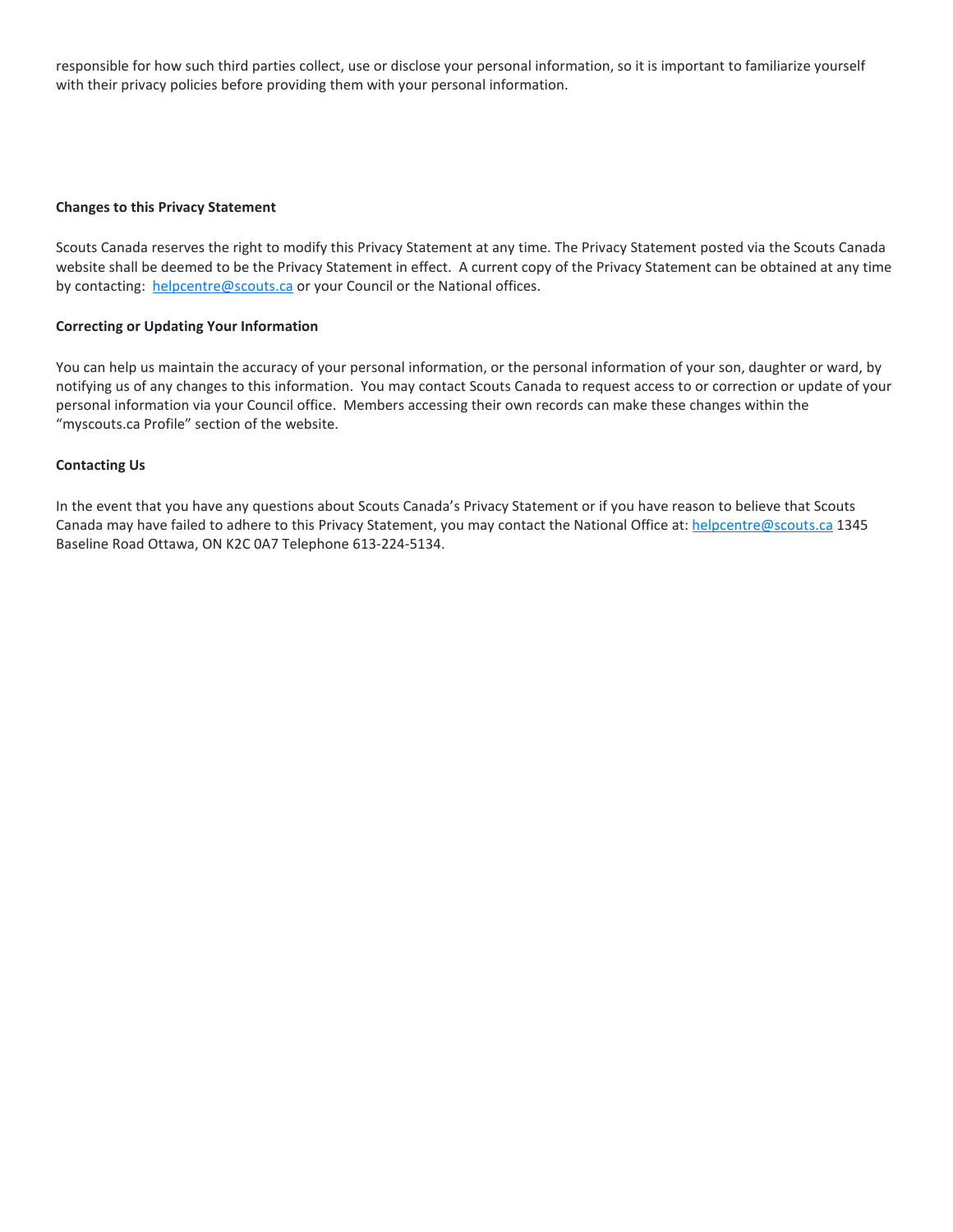responsible for how such third parties collect, use or disclose your personal information, so it is important to familiarize yourself with their privacy policies before providing them with your personal information.

**Changes to this Privacy Statement**

Scouts Canada reserves the right to modify this Privacy Statement at any time. The Privacy Statement posted via the Scouts Canada website shall be deemed to be the Privacy Statement in effect. A current copy of the Privacy Statement can be obtained at any time by contacting: helpcentre@scouts.ca or your Council or the National offices.

**Correcting or Updating Your Information**

You can help us maintain the accuracy of your personal information, or the personal information of your son, daughter or ward, by notifying us of any changes to this information. You may contact Scouts Canada to request access to or correction or update of your personal information via your Council office. Members accessing their own records can make these changes within the "myscouts.ca Profile" section of the website.

**Contacting Us**

In the event that you have any questions about Scouts Canada's Privacy Statement or if you have reason to believe that Scouts Canada may have failed to adhere to this Privacy Statement, you may contact the National Office at: helpcentre@scouts.ca 1345 Baseline Road Ottawa, ON K2C 0A7 Telephone 613-224-5134.